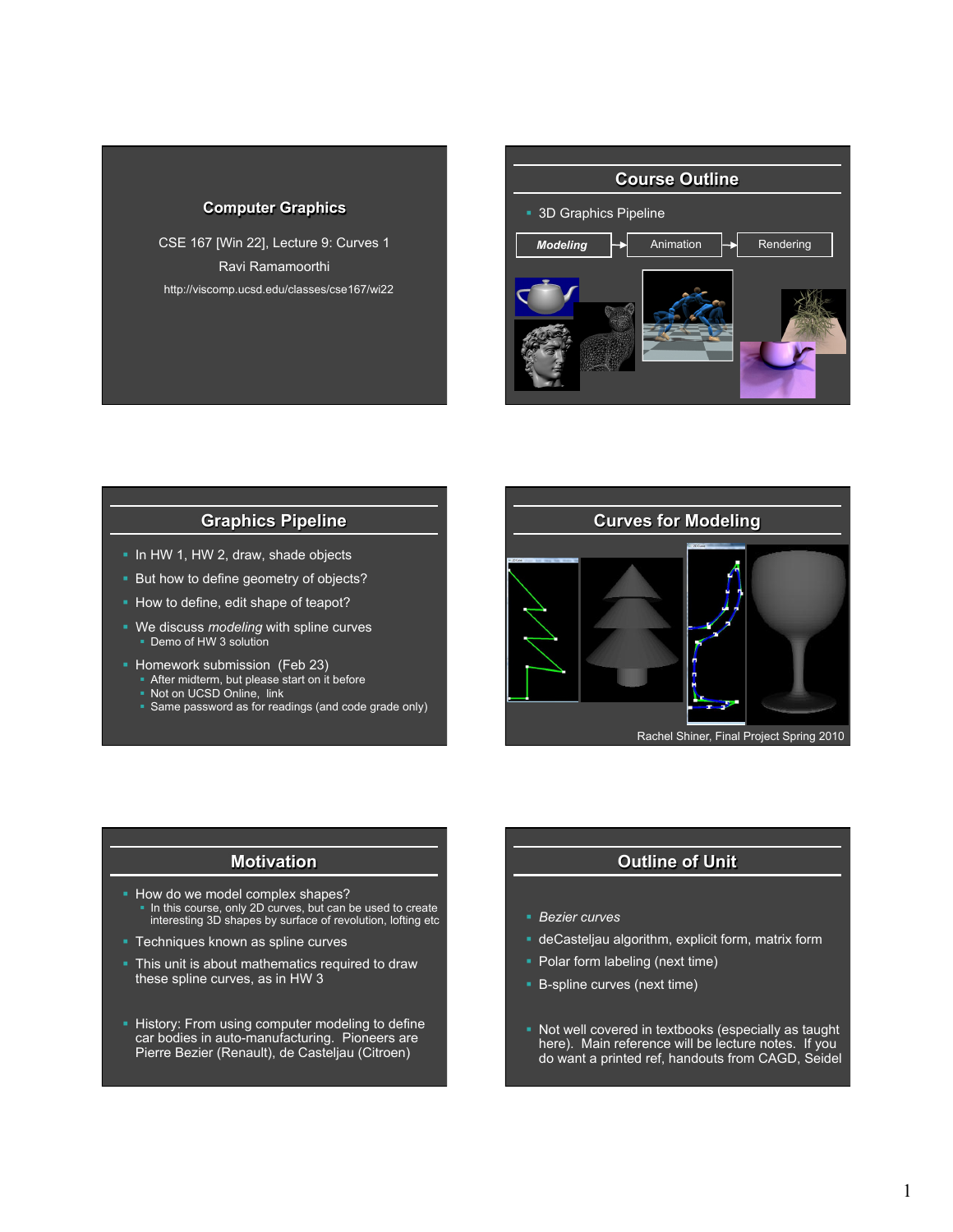## Computer Graphics

CSE 167 [Win 22], Lecture 9: Curves 1

Ravi Ramamoorthi

http://viscomp.ucsd.edu/classes/cse167/wi22

## Course Outline

- 3D Graphics Pipeline

***Modeling*** → Animation → Rendering

## Graphics Pipeline

- In HW 1, HW 2, draw, shade objects
- But how to define geometry of objects?
- How to define, edit shape of teapot?
- We discuss *modeling* with spline curves
  - Demo of HW 3 solution
- Homework submission (Feb 23)
  - After midterm, but please start on it before
  - Not on UCSD Online, link
  - Same password as for readings (and code grade only)

## Curves for Modeling

Rachel Shiner, Final Project Spring 2010

## Motivation

- How do we model complex shapes?
  - In this course, only 2D curves, but can be used to create interesting 3D shapes by surface of revolution, lofting etc
- Techniques known as spline curves
- This unit is about mathematics required to draw these spline curves, as in HW 3
- History: From using computer modeling to define car bodies in auto-manufacturing. Pioneers are Pierre Bezier (Renault), de Casteljau (Citroen)

## Outline of Unit

- *Bezier curves*
- deCasteljau algorithm, explicit form, matrix form
- Polar form labeling (next time)
- B-spline curves (next time)
- Not well covered in textbooks (especially as taught here). Main reference will be lecture notes. If you do want a printed ref, handouts from CAGD, Seidel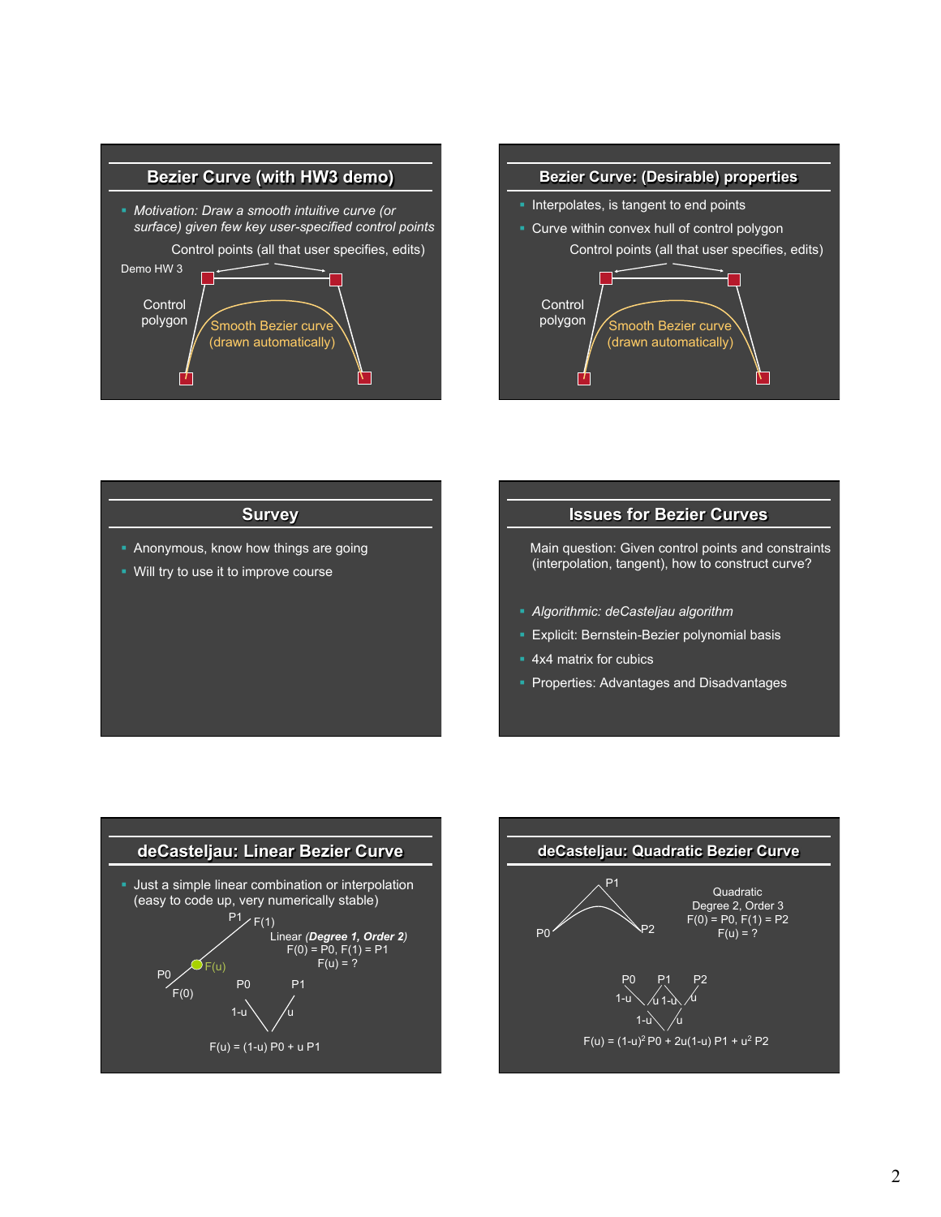## Bezier Curve (with HW3 demo)

- *Motivation: Draw a smooth intuitive curve (or surface) given few key user-specified control points*

Control points (all that user specifies, edits)

Demo HW 3

Control polygon

Smooth Bezier curve (drawn automatically)

## Bezier Curve: (Desirable) properties

- Interpolates, is tangent to end points
- Curve within convex hull of control polygon

Control points (all that user specifies, edits)

Control polygon

Smooth Bezier curve (drawn automatically)

## Survey

- Anonymous, know how things are going
- Will try to use it to improve course

## Issues for Bezier Curves

Main question: Given control points and constraints (interpolation, tangent), how to construct curve?

- *Algorithmic: deCasteljau algorithm*
- Explicit: Bernstein-Bezier polynomial basis
- 4x4 matrix for cubics
- Properties: Advantages and Disadvantages

## deCasteljau: Linear Bezier Curve

- Just a simple linear combination or interpolation (easy to code up, very numerically stable)

P1, F(1)

P0, F(0)

F(u)

Linear (***Degree 1, Order 2***)

F(0) = P0, F(1) = P1

F(u) = ?

P0 &nbsp;&nbsp; P1

1-u &nbsp;&nbsp; u

$F(u) = (1-u)\,P0 + u\,P1$

## deCasteljau: Quadratic Bezier Curve

P0, P1, P2

Quadratic

Degree 2, Order 3

F(0) = P0, F(1) = P2

F(u) = ?

P0 &nbsp;&nbsp; P1 &nbsp;&nbsp; P2

1-u &nbsp; u &nbsp; 1-u &nbsp; u

1-u &nbsp;&nbsp; u

$F(u) = (1-u)^2\,P0 + 2u(1-u)\,P1 + u^2\,P2$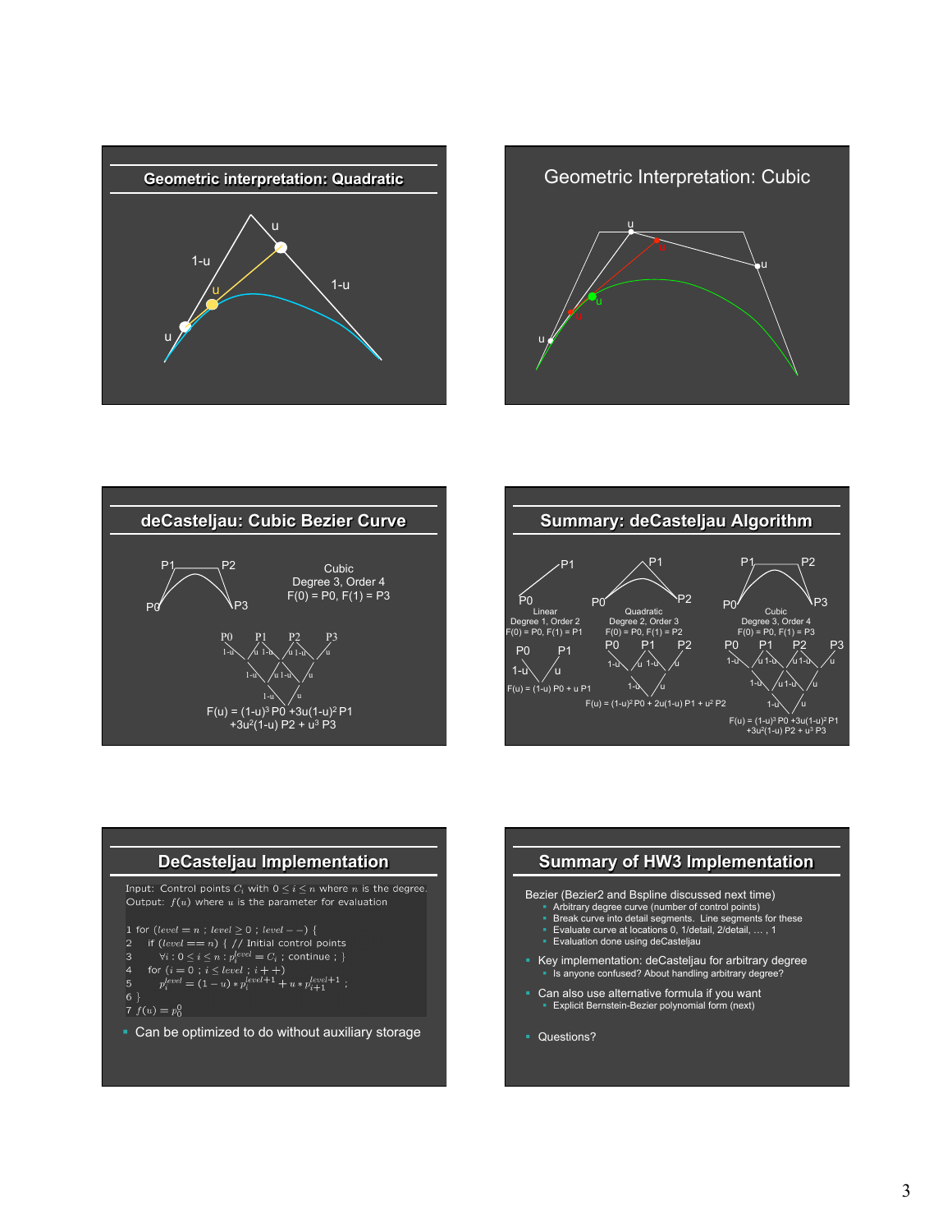## Geometric interpretation: Quadratic

1-u, u, 1-u, u, u

## Geometric Interpretation: Cubic

u, u, u, u, u

## deCasteljau: Cubic Bezier Curve

Cubic
Degree 3, Order 4
F(0) = P0, F(1) = P3

$F(u) = (1\text{-}u)^3\,P0 + 3u(1\text{-}u)^2\,P1 + 3u^2(1\text{-}u)\,P2 + u^3\,P3$

## Summary: deCasteljau Algorithm

Linear
Degree 1, Order 2
F(0) = P0, F(1) = P1

$F(u) = (1\text{-}u)\,P0 + u\,P1$

Quadratic
Degree 2, Order 3
F(0) = P0, F(1) = P2

$F(u) = (1\text{-}u)^2\,P0 + 2u(1\text{-}u)\,P1 + u^2\,P2$

Cubic
Degree 3, Order 4
F(0) = P0, F(1) = P3

$F(u) = (1\text{-}u)^3\,P0 + 3u(1\text{-}u)^2\,P1 + 3u^2(1\text{-}u)\,P2 + u^3\,P3$

## DeCasteljau Implementation

Input: Control points $C_i$ with $0 \le i \le n$ where $n$ is the degree.
Output: $f(u)$ where $u$ is the parameter for evaluation

```
1 for (level = n ; level >= 0 ; level--) {
2   if (level == n) { // Initial control points
3     ∀i : 0 <= i <= n : p_i^level = C_i ; continue ; }
4   for (i = 0 ; i <= level ; i++)
5     p_i^level = (1-u) * p_i^(level+1) + u * p_(i+1)^(level+1) ;
6 }
7 f(u) = p_0^0
```

- Can be optimized to do without auxiliary storage

## Summary of HW3 Implementation

Bezier (Bezier2 and Bspline discussed next time)
- Arbitrary degree curve (number of control points)
- Break curve into detail segments. Line segments for these
- Evaluate curve at locations 0, 1/detail, 2/detail, … , 1
- Evaluation done using deCasteljau

- Key implementation: deCasteljau for arbitrary degree
  - Is anyone confused? About handling arbitrary degree?
- Can also use alternative formula if you want
  - Explicit Bernstein-Bezier polynomial form (next)
- Questions?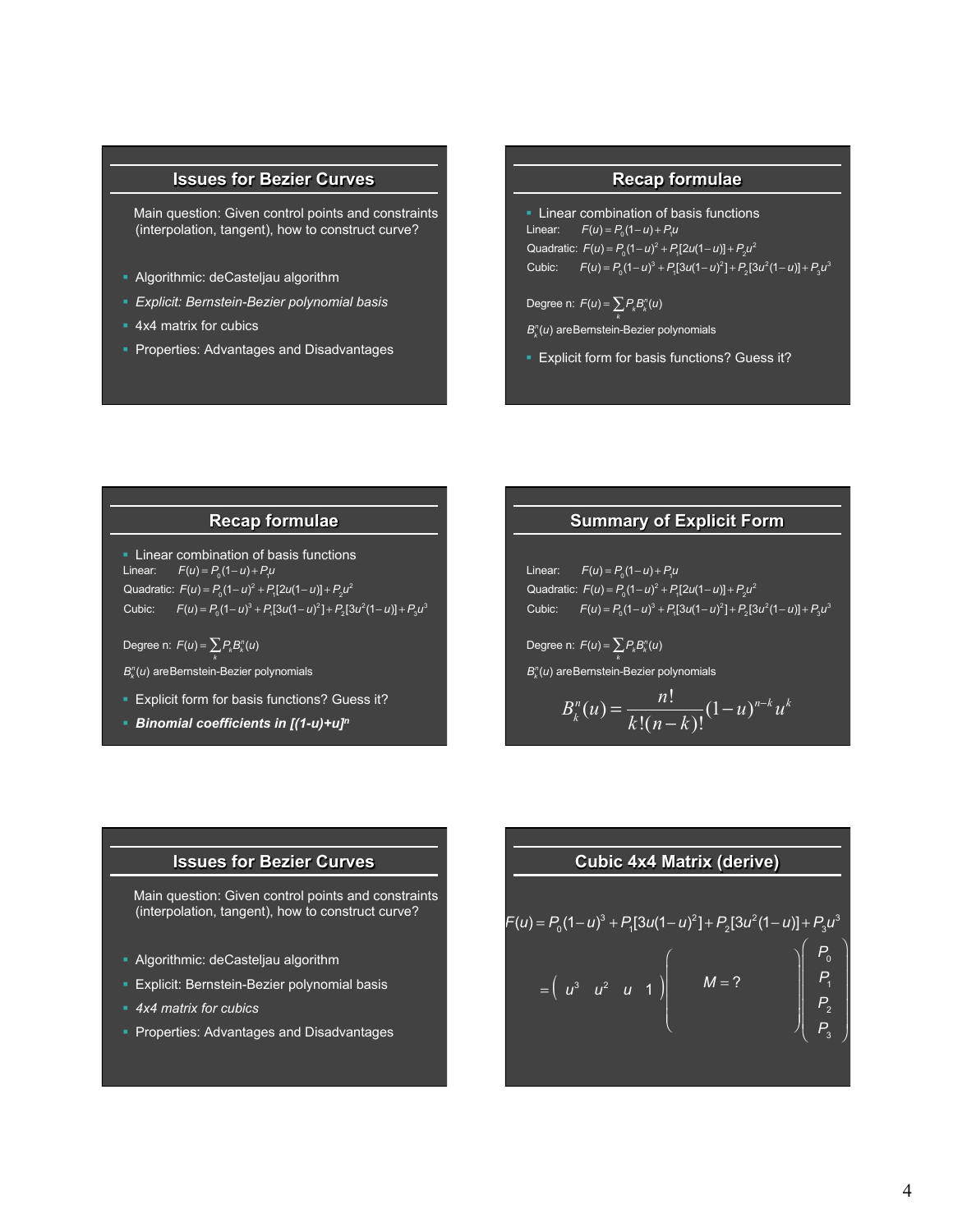## Issues for Bezier Curves

Main question: Given control points and constraints (interpolation, tangent), how to construct curve?

- Algorithmic: deCasteljau algorithm
- *Explicit: Bernstein-Bezier polynomial basis*
- 4x4 matrix for cubics
- Properties: Advantages and Disadvantages

## Recap formulae

- Linear combination of basis functions

Linear: $F(u) = P_0(1-u) + P_1 u$

Quadratic: $F(u) = P_0(1-u)^2 + P_1[2u(1-u)] + P_2 u^2$

Cubic: $F(u) = P_0(1-u)^3 + P_1[3u(1-u)^2] + P_2[3u^2(1-u)] + P_3 u^3$

Degree n: $F(u) = \sum_k P_k B_k^n(u)$

$B_k^n(u)$ are Bernstein-Bezier polynomials

- Explicit form for basis functions? Guess it?

## Recap formulae

- Linear combination of basis functions

Linear: $F(u) = P_0(1-u) + P_1 u$

Quadratic: $F(u) = P_0(1-u)^2 + P_1[2u(1-u)] + P_2 u^2$

Cubic: $F(u) = P_0(1-u)^3 + P_1[3u(1-u)^2] + P_2[3u^2(1-u)] + P_3 u^3$

Degree n: $F(u) = \sum_k P_k B_k^n(u)$

$B_k^n(u)$ are Bernstein-Bezier polynomials

- Explicit form for basis functions? Guess it?
- ***Binomial coefficients in $[(1-u)+u]^n$***

## Summary of Explicit Form

Linear: $F(u) = P_0(1-u) + P_1 u$

Quadratic: $F(u) = P_0(1-u)^2 + P_1[2u(1-u)] + P_2 u^2$

Cubic: $F(u) = P_0(1-u)^3 + P_1[3u(1-u)^2] + P_2[3u^2(1-u)] + P_3 u^3$

Degree n: $F(u) = \sum_k P_k B_k^n(u)$

$B_k^n(u)$ are Bernstein-Bezier polynomials

$$B_k^n(u) = \frac{n!}{k!(n-k)!}(1-u)^{n-k} u^k$$

## Issues for Bezier Curves

Main question: Given control points and constraints (interpolation, tangent), how to construct curve?

- Algorithmic: deCasteljau algorithm
- Explicit: Bernstein-Bezier polynomial basis
- *4x4 matrix for cubics*
- Properties: Advantages and Disadvantages

## Cubic 4x4 Matrix (derive)

$$F(u) = P_0(1-u)^3 + P_1[3u(1-u)^2] + P_2[3u^2(1-u)] + P_3 u^3$$

$$= \begin{pmatrix} u^3 & u^2 & u & 1 \end{pmatrix} \begin{pmatrix} & & & \\ & M = ? & & \\ & & & \end{pmatrix} \begin{pmatrix} P_0 \\ P_1 \\ P_2 \\ P_3 \end{pmatrix}$$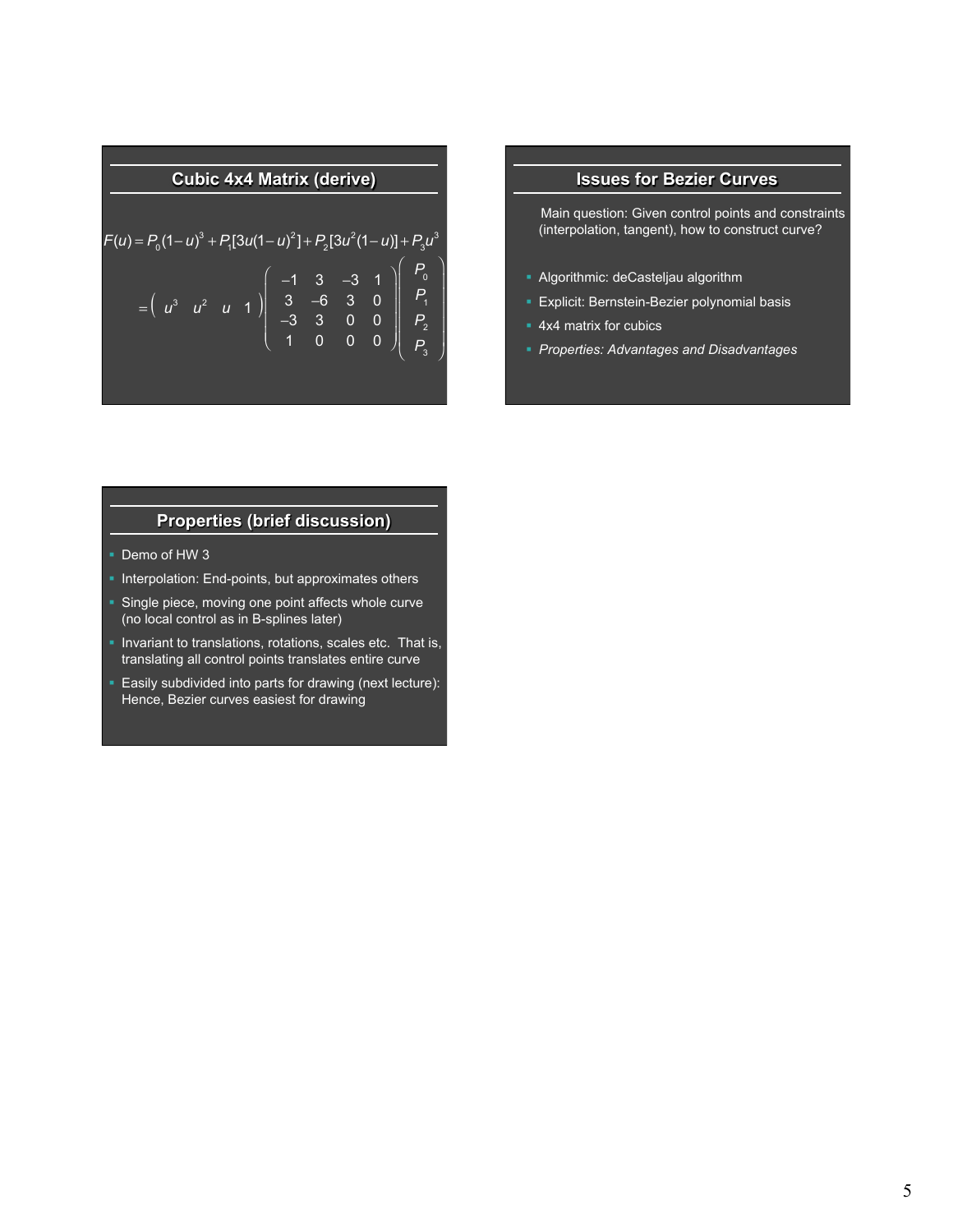## Cubic 4x4 Matrix (derive)

$$F(u) = P_0(1-u)^3 + P_1[3u(1-u)^2] + P_2[3u^2(1-u)] + P_3u^3$$

$$= \begin{pmatrix} u^3 & u^2 & u & 1 \end{pmatrix} \begin{pmatrix} -1 & 3 & -3 & 1 \\ 3 & -6 & 3 & 0 \\ -3 & 3 & 0 & 0 \\ 1 & 0 & 0 & 0 \end{pmatrix} \begin{pmatrix} P_0 \\ P_1 \\ P_2 \\ P_3 \end{pmatrix}$$

## Issues for Bezier Curves

Main question: Given control points and constraints (interpolation, tangent), how to construct curve?

- Algorithmic: deCasteljau algorithm
- Explicit: Bernstein-Bezier polynomial basis
- 4x4 matrix for cubics
- *Properties: Advantages and Disadvantages*

## Properties (brief discussion)

- Demo of HW 3
- Interpolation: End-points, but approximates others
- Single piece, moving one point affects whole curve (no local control as in B-splines later)
- Invariant to translations, rotations, scales etc. That is, translating all control points translates entire curve
- Easily subdivided into parts for drawing (next lecture): Hence, Bezier curves easiest for drawing